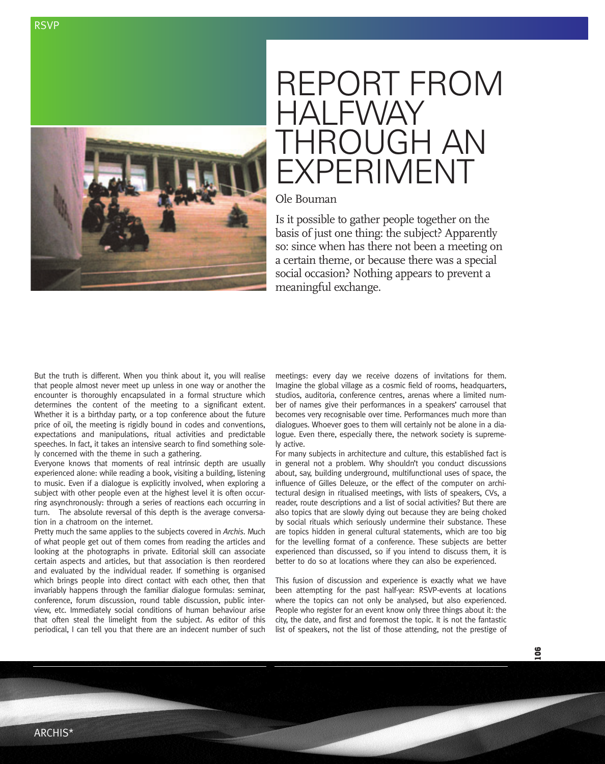# REPORT FROM HALFWAY THROUGH AN EXPERIMENT

Ole Bouman

Is it possible to gather people together on the basis of just one thing: the subject? Apparently so: since when has there not been a meeting on a certain theme, or because there was a special social occasion? Nothing appears to prevent a meaningful exchange.

But the truth is different. When you think about it, you will realise that people almost never meet up unless in one way or another the encounter is thoroughly encapsulated in a formal structure which determines the content of the meeting to a significant extent. Whether it is a birthday party, or a top conference about the future price of oil, the meeting is rigidly bound in codes and conventions, expectations and manipulations, ritual activities and predictable speeches. In fact, it takes an intensive search to find something solely concerned with the theme in such a gathering.

Everyone knows that moments of real intrinsic depth are usually experienced alone: while reading a book, visiting a building, listening to music. Even if a dialogue is explicitly involved, when exploring a subject with other people even at the highest level it is often occurring asynchronously: through a series of reactions each occurring in turn. The absolute reversal of this depth is the average conversation in a chatroom on the internet.

Pretty much the same applies to the subjects covered in *Archis*. Much of what people get out of them comes from reading the articles and looking at the photographs in private. Editorial skill can associate certain aspects and articles, but that association is then reordered and evaluated by the individual reader. If something is organised which brings people into direct contact with each other, then that invariably happens through the familiar dialogue formulas: seminar, conference, forum discussion, round table discussion, public interview, etc. Immediately social conditions of human behaviour arise that often steal the limelight from the subject. As editor of this periodical, I can tell you that there are an indecent number of such meetings: every day we receive dozens of invitations for them. Imagine the global village as a cosmic field of rooms, headquarters, studios, auditoria, conference centres, arenas where a limited number of names give their performances in a speakers' carrousel that becomes very recognisable over time. Performances much more than dialogues. Whoever goes to them will certainly not be alone in a dialogue. Even there, especially there, the network society is supremely active.

For many subjects in architecture and culture, this established fact is in general not a problem. Why shouldn't you conduct discussions about, say, building underground, multifunctional uses of space, the influence of Gilles Deleuze, or the effect of the computer on architectural design in ritualised meetings, with lists of speakers, CVs, a reader, route descriptions and a list of social activities? But there are also topics that are slowly dying out because they are being choked by social rituals which seriously undermine their substance. These are topics hidden in general cultural statements, which are too big for the levelling format of a conference. These subjects are better experienced than discussed, so if you intend to discuss them, it is better to do so at locations where they can also be experienced.

This fusion of discussion and experience is exactly what we have been attempting for the past half-year: RSVP-events at locations where the topics can not only be analysed, but also experienced. People who register for an event know only three things about it: the city, the date, and first and foremost the topic. It is not the fantastic list of speakers, not the list of those attending, not the prestige of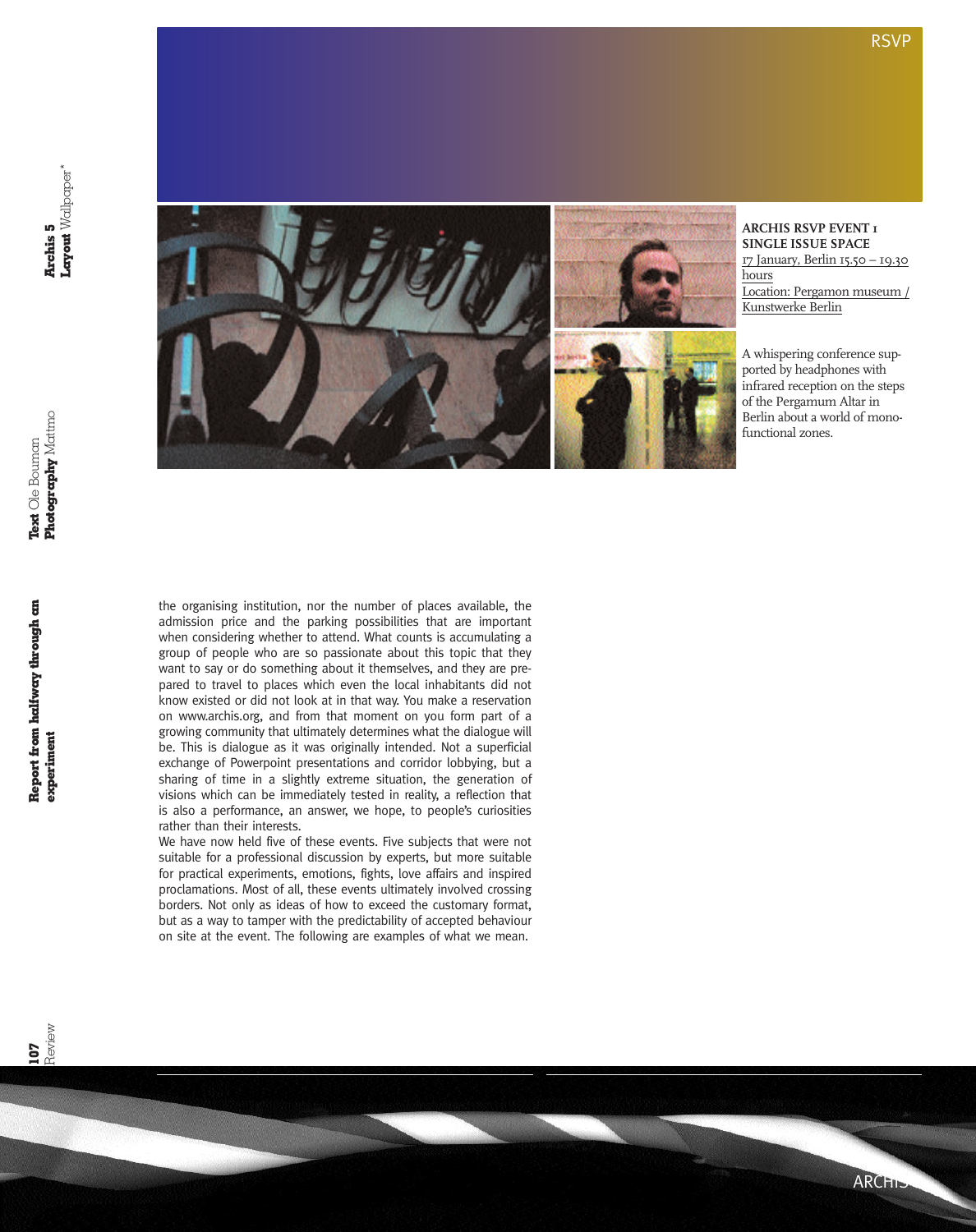**ARCHIS RSVP EVENT 1**
**SINGLE ISSUE SPACE**
17 January, Berlin 15.50 – 19.30 hours
Location: Pergamon museum / Kunstwerke Berlin

A whispering conference supported by headphones with infrared reception on the steps of the Pergamum Altar in Berlin about a world of monofunctional zones.

the organising institution, nor the number of places available, the admission price and the parking possibilities that are important when considering whether to attend. What counts is accumulating a group of people who are so passionate about this topic that they want to say or do something about it themselves, and they are prepared to travel to places which even the local inhabitants did not know existed or did not look at in that way. You make a reservation on www.archis.org, and from that moment on you form part of a growing community that ultimately determines what the dialogue will be. This is dialogue as it was originally intended. Not a superficial exchange of Powerpoint presentations and corridor lobbying, but a sharing of time in a slightly extreme situation, the generation of visions which can be immediately tested in reality, a reflection that is also a performance, an answer, we hope, to people's curiosities rather than their interests.

We have now held five of these events. Five subjects that were not suitable for a professional discussion by experts, but more suitable for practical experiments, emotions, fights, love affairs and inspired proclamations. Most of all, these events ultimately involved crossing borders. Not only as ideas of how to exceed the customary format, but as a way to tamper with the predictability of accepted behaviour on site at the event. The following are examples of what we mean.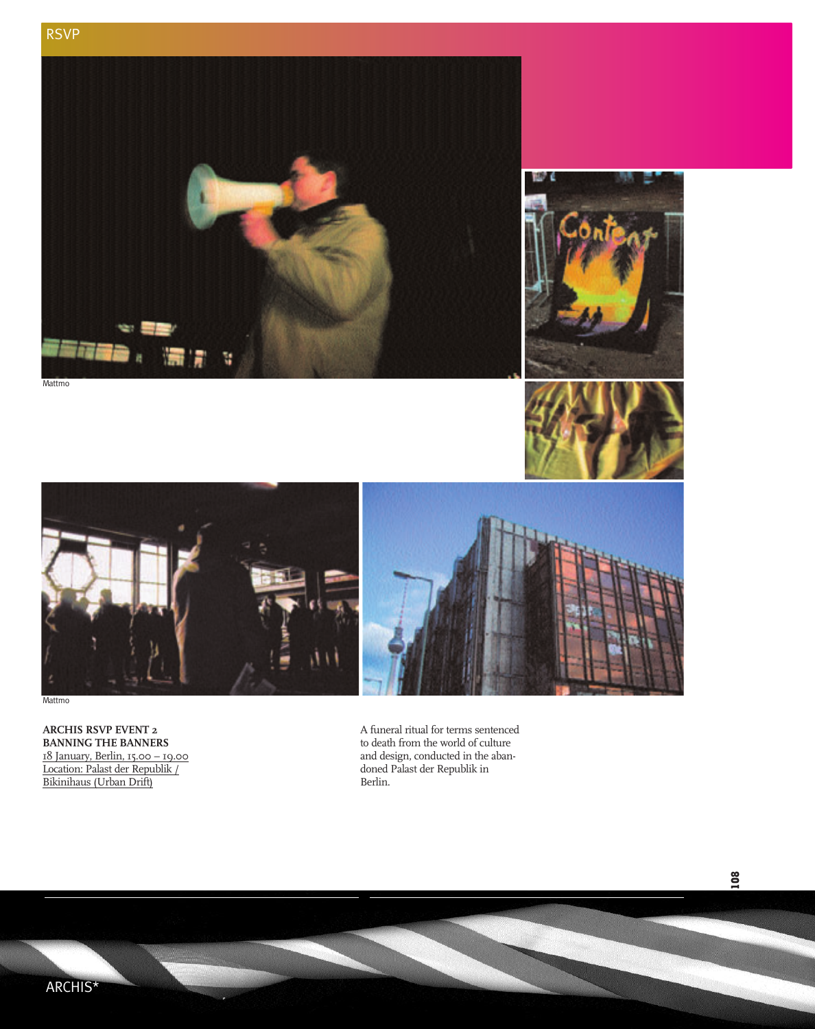Mattmo

Mattmo

**ARCHIS RSVP EVENT 2**
**BANNING THE BANNERS**
18 January, Berlin, 15.00 – 19.00
Location: Palast der Republik / Bikinihaus (Urban Drift)

A funeral ritual for terms sentenced to death from the world of culture and design, conducted in the abandoned Palast der Republik in Berlin.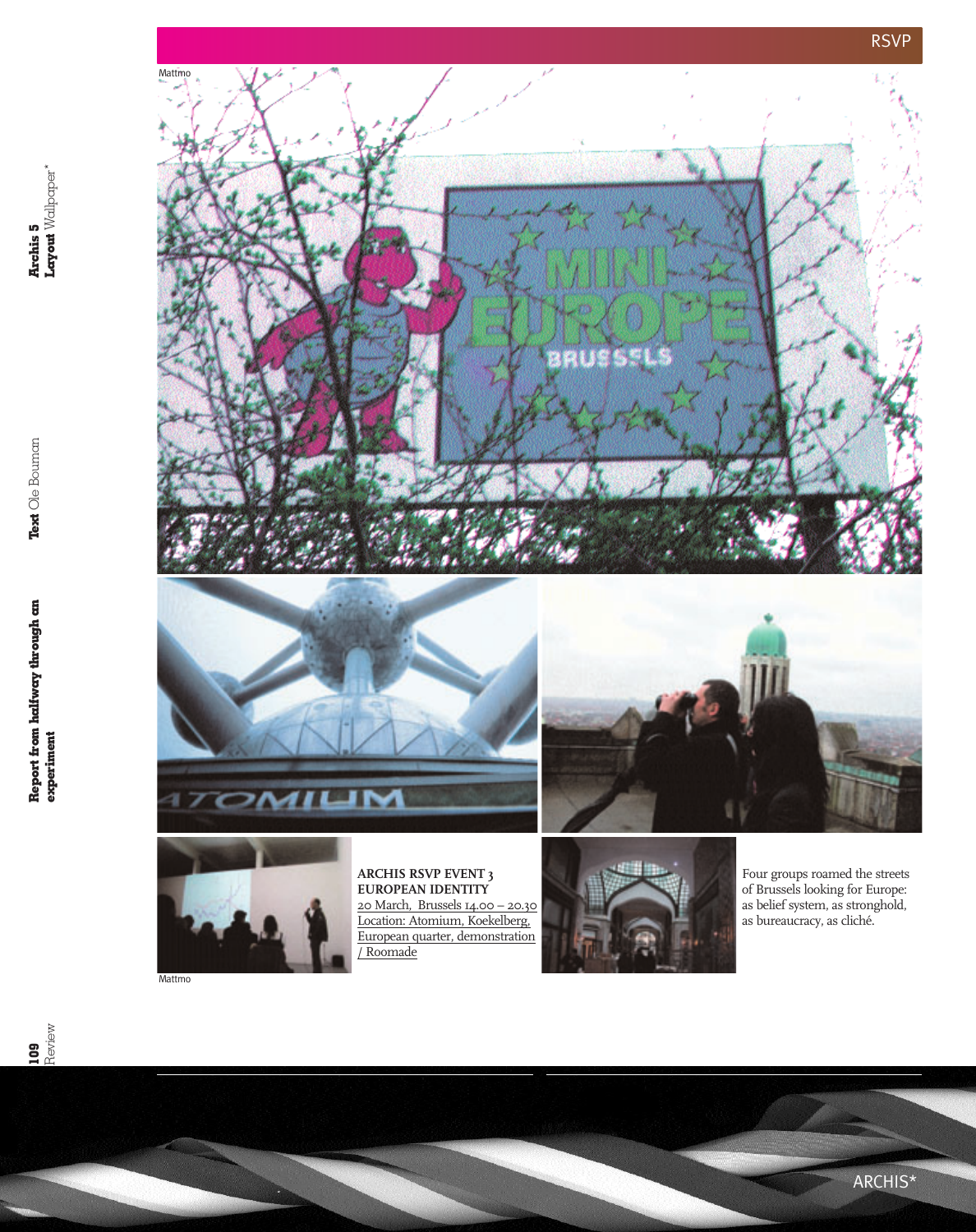Mattmo

**ARCHIS RSVP EVENT 3**
**EUROPEAN IDENTITY**
20 March, Brussels 14.00 – 20.30
Location: Atomium, Koekelberg, European quarter, demonstration / Roomade

Four groups roamed the streets of Brussels looking for Europe: as belief system, as stronghold, as bureaucracy, as cliché.

Mattmo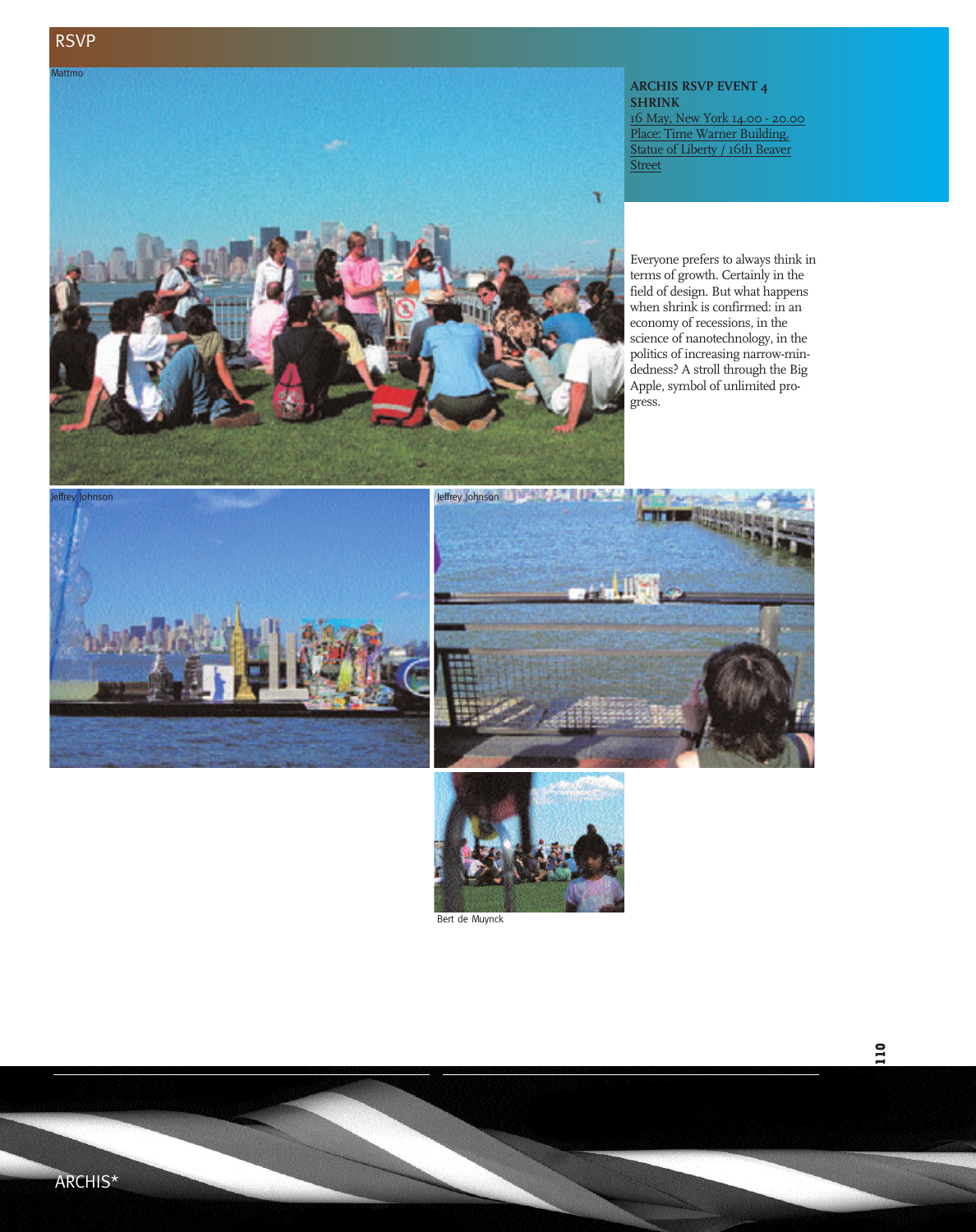**ARCHIS RSVP EVENT 4**
**SHRINK**
16 May, New York 14.00 - 20.00
Place: Time Warner Building, Statue of Liberty / 16th Beaver Street

Everyone prefers to always think in terms of growth. Certainly in the field of design. But what happens when shrink is confirmed: in an economy of recessions, in the science of nanotechnology, in the politics of increasing narrow-mindedness? A stroll through the Big Apple, symbol of unlimited progress.

Mattmo

Jeffrey Johnson

Jeffrey Johnson

Bert de Muynck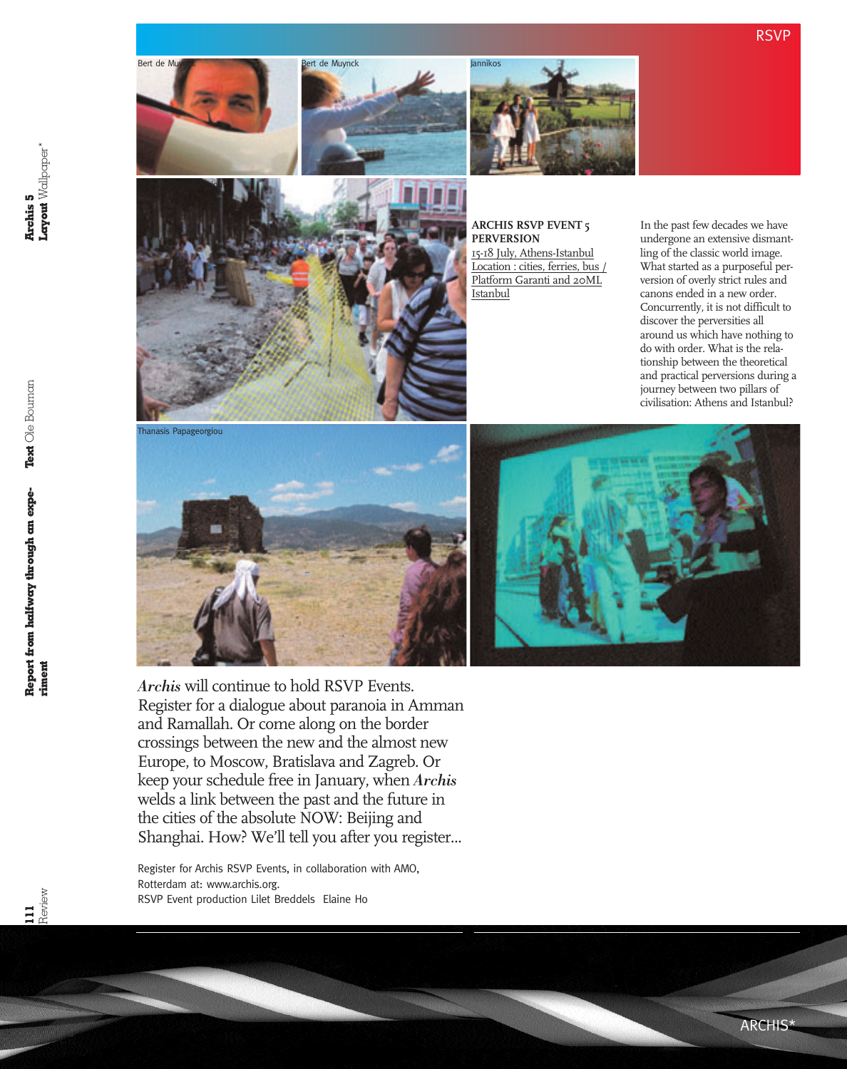RSVP

Bert de Muynck

Bert de Muynck

Jannikos

**ARCHIS RSVP EVENT 5**
**PERVERSION**
15-18 July, Athens-Istanbul
Location : cities, ferries, bus / Platform Garanti and 2oML Istanbul

In the past few decades we have undergone an extensive dismantling of the classic world image. What started as a purposeful perversion of overly strict rules and canons ended in a new order. Concurrently, it is not difficult to discover the perversities all around us which have nothing to do with order. What is the relationship between the theoretical and practical perversions during a journey between two pillars of civilisation: Athens and Istanbul?

Thanasis Papageorgiou

*Archis* will continue to hold RSVP Events. Register for a dialogue about paranoia in Amman and Ramallah. Or come along on the border crossings between the new and the almost new Europe, to Moscow, Bratislava and Zagreb. Or keep your schedule free in January, when *Archis* welds a link between the past and the future in the cities of the absolute NOW: Beijing and Shanghai. How? We'll tell you after you register…

Register for Archis RSVP Events, in collaboration with AMO, Rotterdam at: www.archis.org.
RSVP Event production Lilet Breddels Elaine Ho